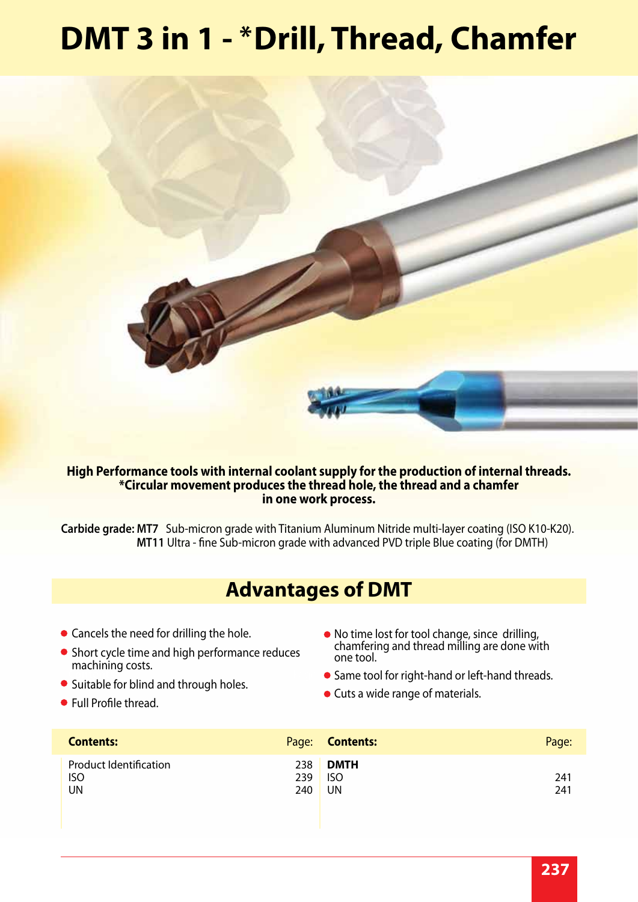# DMT 3 in 1 - *Drill, Thread, Chamfer

**High Performance tools with internal coolant supply for the production of internal threads.**
**\*Circular movement produces the thread hole, the thread and a chamfer in one work process.**

**Carbide grade: MT7** Sub-micron grade with Titanium Aluminum Nitride multi-layer coating (ISO K10-K20).
**MT11** Ultra - fine Sub-micron grade with advanced PVD triple Blue coating (for DMTH)

## Advantages of DMT

- Cancels the need for drilling the hole.
- Short cycle time and high performance reduces machining costs.
- Suitable for blind and through holes.
- Full Profile thread.
- No time lost for tool change, since drilling, chamfering and thread milling are done with one tool.
- Same tool for right-hand or left-hand threads.
- Cuts a wide range of materials.

| **Contents:** | Page: | **Contents:** | Page: |
|---|---|---|---|
| Product Identification | 238 | **DMTH** | |
| ISO | 239 | ISO | 241 |
| UN | 240 | UN | 241 |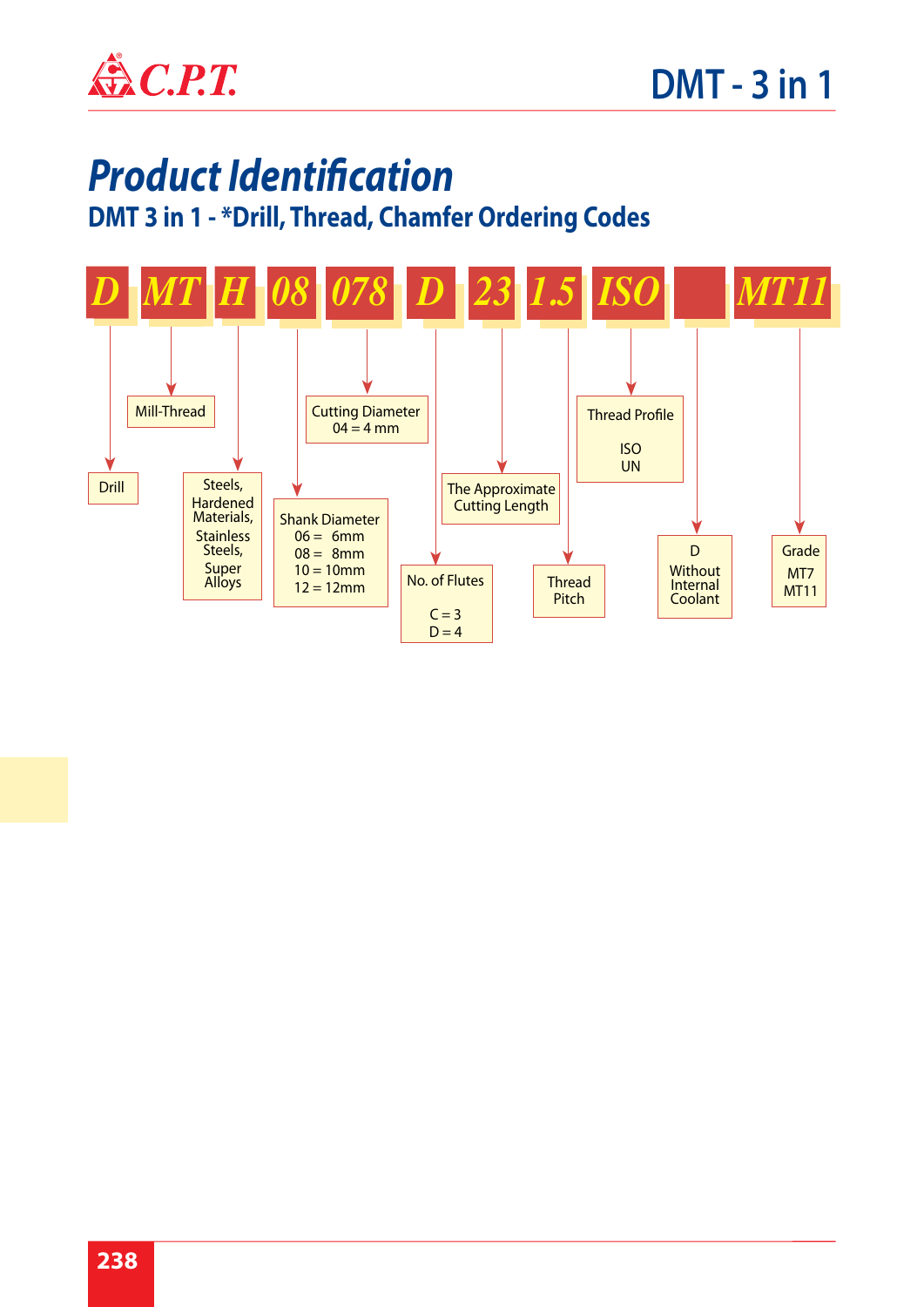# Product Identification

## DMT 3 in 1 - *Drill, Thread, Chamfer Ordering Codes

D MT H 08 078 D 23 1.5 ISO [ ] MT11

| Code | Description |
|---|---|
| D | Drill |
| MT | Mill-Thread |
| H | Steels, Hardened Materials, Stainless Steels, Super Alloys |
| 08 | Shank Diameter<br>06 = 6mm<br>08 = 8mm<br>10 = 10mm<br>12 = 12mm |
| 078 | Cutting Diameter<br>04 = 4 mm |
| D | No. of Flutes<br>C = 3<br>D = 4 |
| 23 | The Approximate Cutting Length |
| 1.5 | Thread Pitch |
| ISO | Thread Profile<br>ISO<br>UN |
| (blank) | D<br>Without Internal Coolant |
| MT11 | Grade<br>MT7<br>MT11 |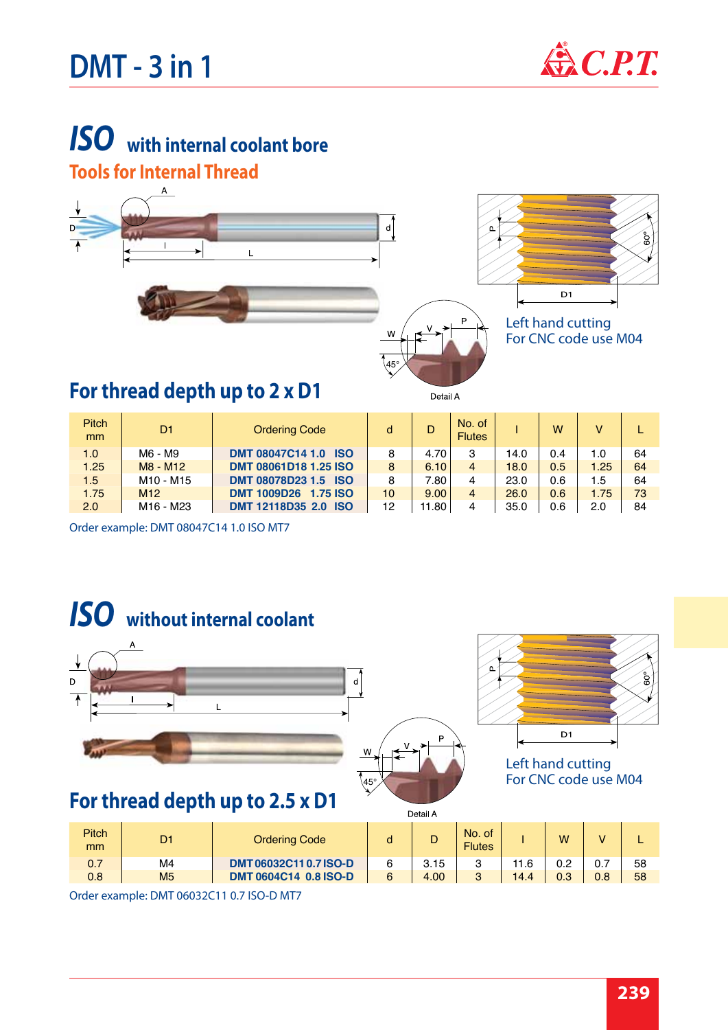# DMT - 3 in 1

## ISO with internal coolant bore

### Tools for Internal Thread

Left hand cutting
For CNC code use M04

### For thread depth up to 2 x D1

| Pitch mm | D1 | Ordering Code | d | D | No. of Flutes | l | W | V | L |
|---|---|---|---|---|---|---|---|---|---|
| 1.0 | M6 - M9 | DMT 08047C14 1.0 ISO | 8 | 4.70 | 3 | 14.0 | 0.4 | 1.0 | 64 |
| 1.25 | M8 - M12 | DMT 08061D18 1.25 ISO | 8 | 6.10 | 4 | 18.0 | 0.5 | 1.25 | 64 |
| 1.5 | M10 - M15 | DMT 08078D23 1.5 ISO | 8 | 7.80 | 4 | 23.0 | 0.6 | 1.5 | 64 |
| 1.75 | M12 | DMT 1009D26 1.75 ISO | 10 | 9.00 | 4 | 26.0 | 0.6 | 1.75 | 73 |
| 2.0 | M16 - M23 | DMT 12118D35 2.0 ISO | 12 | 11.80 | 4 | 35.0 | 0.6 | 2.0 | 84 |

Order example: DMT 08047C14 1.0 ISO MT7

## ISO without internal coolant

Left hand cutting
For CNC code use M04

### For thread depth up to 2.5 x D1

| Pitch mm | D1 | Ordering Code | d | D | No. of Flutes | l | W | V | L |
|---|---|---|---|---|---|---|---|---|---|
| 0.7 | M4 | DMT 06032C11 0.7 ISO-D | 6 | 3.15 | 3 | 11.6 | 0.2 | 0.7 | 58 |
| 0.8 | M5 | DMT 0604C14 0.8 ISO-D | 6 | 4.00 | 3 | 14.4 | 0.3 | 0.8 | 58 |

Order example: DMT 06032C11 0.7 ISO-D MT7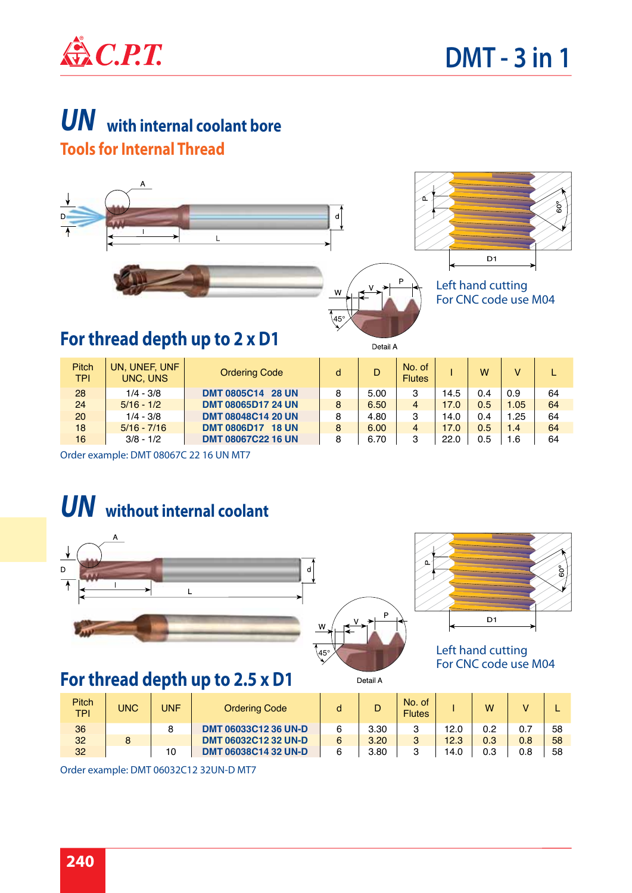# UN with internal coolant bore

## Tools for Internal Thread

Left hand cutting
For CNC code use M04

### For thread depth up to 2 x D1

| Pitch TPI | UN, UNEF, UNF UNC, UNS | Ordering Code | d | D | No. of Flutes | l | W | V | L |
|---|---|---|---|---|---|---|---|---|---|
| 28 | 1/4 - 3/8 | DMT 0805C14 28 UN | 8 | 5.00 | 3 | 14.5 | 0.4 | 0.9 | 64 |
| 24 | 5/16 - 1/2 | DMT 08065D17 24 UN | 8 | 6.50 | 4 | 17.0 | 0.5 | 1.05 | 64 |
| 20 | 1/4 - 3/8 | DMT 08048C14 20 UN | 8 | 4.80 | 3 | 14.0 | 0.4 | 1.25 | 64 |
| 18 | 5/16 - 7/16 | DMT 0806D17 18 UN | 8 | 6.00 | 4 | 17.0 | 0.5 | 1.4 | 64 |
| 16 | 3/8 - 1/2 | DMT 08067C22 16 UN | 8 | 6.70 | 3 | 22.0 | 0.5 | 1.6 | 64 |

Order example: DMT 08067C 22 16 UN MT7

# UN without internal coolant

Left hand cutting
For CNC code use M04

### For thread depth up to 2.5 x D1

| Pitch TPI | UNC | UNF | Ordering Code | d | D | No. of Flutes | l | W | V | L |
|---|---|---|---|---|---|---|---|---|---|---|
| 36 | | 8 | DMT 06033C12 36 UN-D | 6 | 3.30 | 3 | 12.0 | 0.2 | 0.7 | 58 |
| 32 | 8 | | DMT 06032C12 32 UN-D | 6 | 3.20 | 3 | 12.3 | 0.3 | 0.8 | 58 |
| 32 | | 10 | DMT 06038C14 32 UN-D | 6 | 3.80 | 3 | 14.0 | 0.3 | 0.8 | 58 |

Order example: DMT 06032C12 32UN-D MT7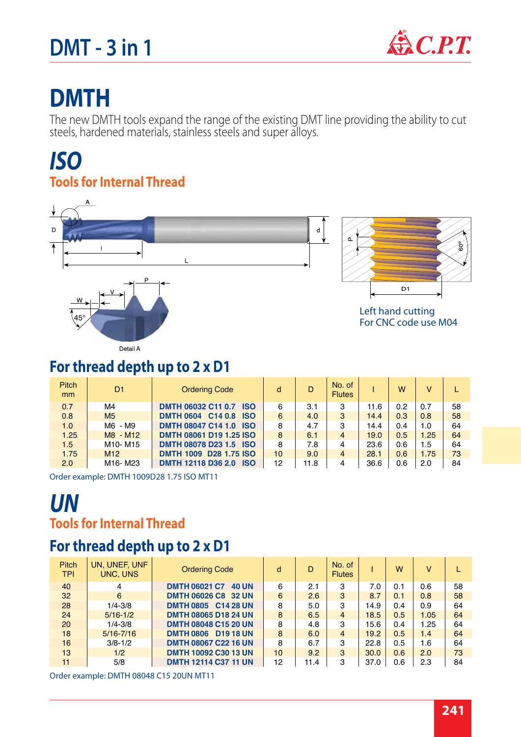# DMT - 3 in 1

# DMTH

The new DMTH tools expand the range of the existing DMT line providing the ability to cut steels, hardened materials, stainless steels and super alloys.

## ISO

### Tools for Internal Thread

A

D

d

l

L

P

W

V

45°

Detail A

P

60°

D1

Left hand cutting
For CNC code use M04

### For thread depth up to 2 x D1

| Pitch mm | D1 | Ordering Code | d | D | No. of Flutes | l | W | V | L |
|---|---|---|---|---|---|---|---|---|---|
| 0.7 | M4 | **DMTH 06032 C11 0.7 ISO** | 6 | 3.1 | 3 | 11.6 | 0.2 | 0.7 | 58 |
| 0.8 | M5 | **DMTH 0604 C14 0.8 ISO** | 6 | 4.0 | 3 | 14.4 | 0.3 | 0.8 | 58 |
| 1.0 | M6 - M9 | **DMTH 08047 C14 1.0 ISO** | 8 | 4.7 | 3 | 14.4 | 0.4 | 1.0 | 64 |
| 1.25 | M8 - M12 | **DMTH 08061 D19 1.25 ISO** | 8 | 6.1 | 4 | 19.0 | 0.5 | 1.25 | 64 |
| 1.5 | M10- M15 | **DMTH 08078 D23 1.5 ISO** | 8 | 7.8 | 4 | 23.6 | 0.6 | 1.5 | 64 |
| 1.75 | M12 | **DMTH 1009 D28 1.75 ISO** | 10 | 9.0 | 4 | 28.1 | 0.6 | 1.75 | 73 |
| 2.0 | M16- M23 | **DMTH 12118 D36 2.0 ISO** | 12 | 11.8 | 4 | 36.6 | 0.6 | 2.0 | 84 |

Order example: DMTH 1009D28 1.75 ISO MT11

## UN

### Tools for Internal Thread

### For thread depth up to 2 x D1

| Pitch TPI | UN, UNEF, UNF UNC, UNS | Ordering Code | d | D | No. of Flutes | l | W | V | L |
|---|---|---|---|---|---|---|---|---|---|
| 40 | 4 | **DMTH 06021 C7 40 UN** | 6 | 2.1 | 3 | 7.0 | 0.1 | 0.6 | 58 |
| 32 | 6 | **DMTH 06026 C8 32 UN** | 6 | 2.6 | 3 | 8.7 | 0.1 | 0.8 | 58 |
| 28 | 1/4-3/8 | **DMTH 0805 C14 28 UN** | 8 | 5.0 | 3 | 14.9 | 0.4 | 0.9 | 64 |
| 24 | 5/16-1/2 | **DMTH 08065 D18 24 UN** | 8 | 6.5 | 4 | 18.5 | 0.5 | 1.05 | 64 |
| 20 | 1/4-3/8 | **DMTH 08048 C15 20 UN** | 8 | 4.8 | 3 | 15.6 | 0.4 | 1.25 | 64 |
| 18 | 5/16-7/16 | **DMTH 0806 D19 18 UN** | 8 | 6.0 | 4 | 19.2 | 0.5 | 1.4 | 64 |
| 16 | 3/8-1/2 | **DMTH 08067 C22 16 UN** | 8 | 6.7 | 3 | 22.8 | 0.5 | 1.6 | 64 |
| 13 | 1/2 | **DMTH 10092 C30 13 UN** | 10 | 9.2 | 3 | 30.0 | 0.6 | 2.0 | 73 |
| 11 | 5/8 | **DMTH 12114 C37 11 UN** | 12 | 11.4 | 3 | 37.0 | 0.6 | 2.3 | 84 |

Order example: DMTH 08048 C15 20UN MT11